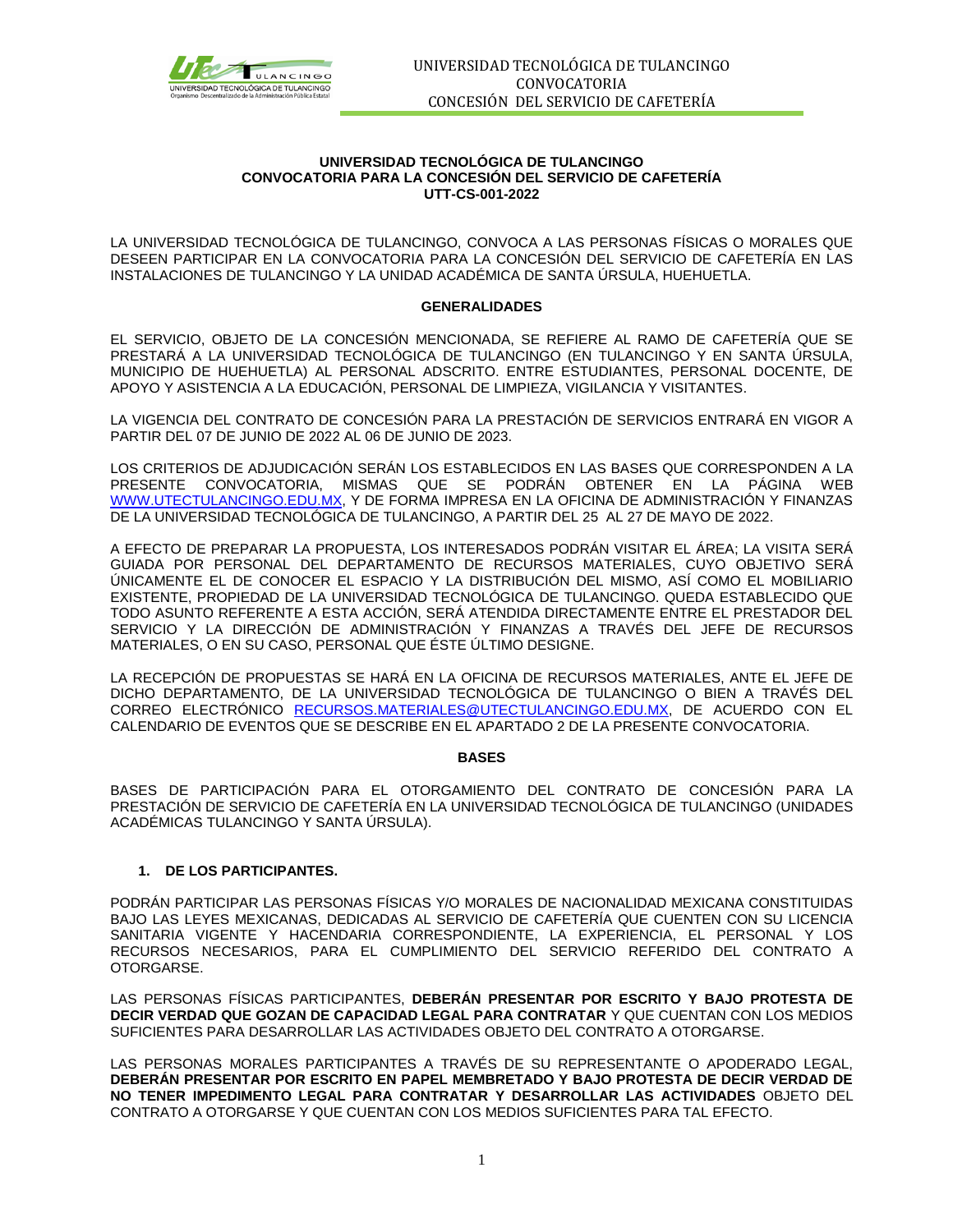**UNIVERSIDAD TECNOLÓGICA DE TULANCINGO**
**CONVOCATORIA PARA LA CONCESIÓN DEL SERVICIO DE CAFETERÍA**
**UTT-CS-001-2022**

LA UNIVERSIDAD TECNOLÓGICA DE TULANCINGO, CONVOCA A LAS PERSONAS FÍSICAS O MORALES QUE DESEEN PARTICIPAR EN LA CONVOCATORIA PARA LA CONCESIÓN DEL SERVICIO DE CAFETERÍA EN LAS INSTALACIONES DE TULANCINGO Y LA UNIDAD ACADÉMICA DE SANTA ÚRSULA, HUEHUETLA.

## GENERALIDADES

EL SERVICIO, OBJETO DE LA CONCESIÓN MENCIONADA, SE REFIERE AL RAMO DE CAFETERÍA QUE SE PRESTARÁ A LA UNIVERSIDAD TECNOLÓGICA DE TULANCINGO (EN TULANCINGO Y EN SANTA ÚRSULA, MUNICIPIO DE HUEHUETLA) AL PERSONAL ADSCRITO. ENTRE ESTUDIANTES, PERSONAL DOCENTE, DE APOYO Y ASISTENCIA A LA EDUCACIÓN, PERSONAL DE LIMPIEZA, VIGILANCIA Y VISITANTES.

LA VIGENCIA DEL CONTRATO DE CONCESIÓN PARA LA PRESTACIÓN DE SERVICIOS ENTRARÁ EN VIGOR A PARTIR DEL 07 DE JUNIO DE 2022 AL 06 DE JUNIO DE 2023.

LOS CRITERIOS DE ADJUDICACIÓN SERÁN LOS ESTABLECIDOS EN LAS BASES QUE CORRESPONDEN A LA PRESENTE CONVOCATORIA, MISMAS QUE SE PODRÁN OBTENER EN LA PÁGINA WEB WWW.UTECTULANCINGO.EDU.MX, Y DE FORMA IMPRESA EN LA OFICINA DE ADMINISTRACIÓN Y FINANZAS DE LA UNIVERSIDAD TECNOLÓGICA DE TULANCINGO, A PARTIR DEL 25 AL 27 DE MAYO DE 2022.

A EFECTO DE PREPARAR LA PROPUESTA, LOS INTERESADOS PODRÁN VISITAR EL ÁREA; LA VISITA SERÁ GUIADA POR PERSONAL DEL DEPARTAMENTO DE RECURSOS MATERIALES, CUYO OBJETIVO SERÁ ÚNICAMENTE EL DE CONOCER EL ESPACIO Y LA DISTRIBUCIÓN DEL MISMO, ASÍ COMO EL MOBILIARIO EXISTENTE, PROPIEDAD DE LA UNIVERSIDAD TECNOLÓGICA DE TULANCINGO. QUEDA ESTABLECIDO QUE TODO ASUNTO REFERENTE A ESTA ACCIÓN, SERÁ ATENDIDA DIRECTAMENTE ENTRE EL PRESTADOR DEL SERVICIO Y LA DIRECCIÓN DE ADMINISTRACIÓN Y FINANZAS A TRAVÉS DEL JEFE DE RECURSOS MATERIALES, O EN SU CASO, PERSONAL QUE ÉSTE ÚLTIMO DESIGNE.

LA RECEPCIÓN DE PROPUESTAS SE HARÁ EN LA OFICINA DE RECURSOS MATERIALES, ANTE EL JEFE DE DICHO DEPARTAMENTO, DE LA UNIVERSIDAD TECNOLÓGICA DE TULANCINGO O BIEN A TRAVÉS DEL CORREO ELECTRÓNICO RECURSOS.MATERIALES@UTECTULANCINGO.EDU.MX, DE ACUERDO CON EL CALENDARIO DE EVENTOS QUE SE DESCRIBE EN EL APARTADO 2 DE LA PRESENTE CONVOCATORIA.

## BASES

BASES DE PARTICIPACIÓN PARA EL OTORGAMIENTO DEL CONTRATO DE CONCESIÓN PARA LA PRESTACIÓN DE SERVICIO DE CAFETERÍA EN LA UNIVERSIDAD TECNOLÓGICA DE TULANCINGO (UNIDADES ACADÉMICAS TULANCINGO Y SANTA ÚRSULA).

### 1. DE LOS PARTICIPANTES.

PODRÁN PARTICIPAR LAS PERSONAS FÍSICAS Y/O MORALES DE NACIONALIDAD MEXICANA CONSTITUIDAS BAJO LAS LEYES MEXICANAS, DEDICADAS AL SERVICIO DE CAFETERÍA QUE CUENTEN CON SU LICENCIA SANITARIA VIGENTE Y HACENDARIA CORRESPONDIENTE, LA EXPERIENCIA, EL PERSONAL Y LOS RECURSOS NECESARIOS, PARA EL CUMPLIMIENTO DEL SERVICIO REFERIDO DEL CONTRATO A OTORGARSE.

LAS PERSONAS FÍSICAS PARTICIPANTES, **DEBERÁN PRESENTAR POR ESCRITO Y BAJO PROTESTA DE DECIR VERDAD QUE GOZAN DE CAPACIDAD LEGAL PARA CONTRATAR** Y QUE CUENTAN CON LOS MEDIOS SUFICIENTES PARA DESARROLLAR LAS ACTIVIDADES OBJETO DEL CONTRATO A OTORGARSE.

LAS PERSONAS MORALES PARTICIPANTES A TRAVÉS DE SU REPRESENTANTE O APODERADO LEGAL, **DEBERÁN PRESENTAR POR ESCRITO EN PAPEL MEMBRETADO Y BAJO PROTESTA DE DECIR VERDAD DE NO TENER IMPEDIMENTO LEGAL PARA CONTRATAR Y DESARROLLAR LAS ACTIVIDADES** OBJETO DEL CONTRATO A OTORGARSE Y QUE CUENTAN CON LOS MEDIOS SUFICIENTES PARA TAL EFECTO.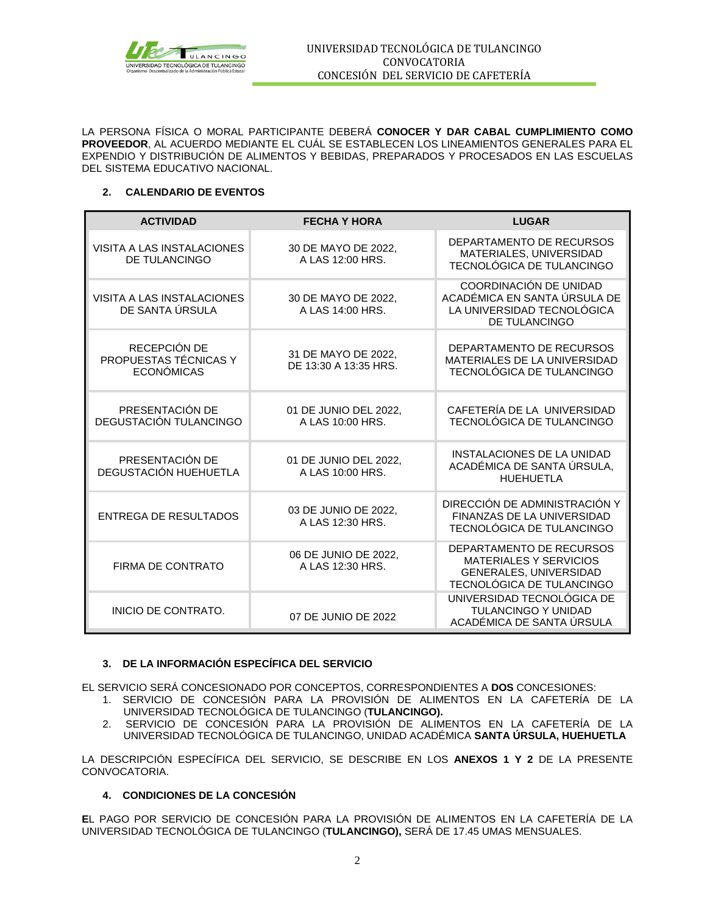LA PERSONA FÍSICA O MORAL PARTICIPANTE DEBERÁ **CONOCER Y DAR CABAL CUMPLIMIENTO COMO PROVEEDOR**, AL ACUERDO MEDIANTE EL CUÁL SE ESTABLECEN LOS LINEAMIENTOS GENERALES PARA EL EXPENDIO Y DISTRIBUCIÓN DE ALIMENTOS Y BEBIDAS, PREPARADOS Y PROCESADOS EN LAS ESCUELAS DEL SISTEMA EDUCATIVO NACIONAL.

## 2. CALENDARIO DE EVENTOS

| ACTIVIDAD | FECHA Y HORA | LUGAR |
|---|---|---|
| VISITA A LAS INSTALACIONES DE TULANCINGO | 30 DE MAYO DE 2022, A LAS 12:00 HRS. | DEPARTAMENTO DE RECURSOS MATERIALES, UNIVERSIDAD TECNOLÓGICA DE TULANCINGO |
| VISITA A LAS INSTALACIONES DE SANTA ÚRSULA | 30 DE MAYO DE 2022, A LAS 14:00 HRS. | COORDINACIÓN DE UNIDAD ACADÉMICA EN SANTA ÚRSULA DE LA UNIVERSIDAD TECNOLÓGICA DE TULANCINGO |
| RECEPCIÓN DE PROPUESTAS TÉCNICAS Y ECONÓMICAS | 31 DE MAYO DE 2022, DE 13:30 A 13:35 HRS. | DEPARTAMENTO DE RECURSOS MATERIALES DE LA UNIVERSIDAD TECNOLÓGICA DE TULANCINGO |
| PRESENTACIÓN DE DEGUSTACIÓN TULANCINGO | 01 DE JUNIO DEL 2022, A LAS 10:00 HRS. | CAFETERÍA DE LA UNIVERSIDAD TECNOLÓGICA DE TULANCINGO |
| PRESENTACIÓN DE DEGUSTACIÓN HUEHUETLA | 01 DE JUNIO DEL 2022, A LAS 10:00 HRS. | INSTALACIONES DE LA UNIDAD ACADÉMICA DE SANTA ÚRSULA, HUEHUETLA |
| ENTREGA DE RESULTADOS | 03 DE JUNIO DE 2022, A LAS 12:30 HRS. | DIRECCIÓN DE ADMINISTRACIÓN Y FINANZAS DE LA UNIVERSIDAD TECNOLÓGICA DE TULANCINGO |
| FIRMA DE CONTRATO | 06 DE JUNIO DE 2022, A LAS 12:30 HRS. | DEPARTAMENTO DE RECURSOS MATERIALES Y SERVICIOS GENERALES, UNIVERSIDAD TECNOLÓGICA DE TULANCINGO |
| INICIO DE CONTRATO. | 07 DE JUNIO DE 2022 | UNIVERSIDAD TECNOLÓGICA DE TULANCINGO Y UNIDAD ACADÉMICA DE SANTA ÚRSULA |

## 3. DE LA INFORMACIÓN ESPECÍFICA DEL SERVICIO

EL SERVICIO SERÁ CONCESIONADO POR CONCEPTOS, CORRESPONDIENTES A **DOS** CONCESIONES:

1. SERVICIO DE CONCESIÓN PARA LA PROVISIÓN DE ALIMENTOS EN LA CAFETERÍA DE LA UNIVERSIDAD TECNOLÓGICA DE TULANCINGO (**TULANCINGO).**
2. SERVICIO DE CONCESIÓN PARA LA PROVISIÓN DE ALIMENTOS EN LA CAFETERÍA DE LA UNIVERSIDAD TECNOLÓGICA DE TULANCINGO, UNIDAD ACADÉMICA **SANTA ÚRSULA, HUEHUETLA**

LA DESCRIPCIÓN ESPECÍFICA DEL SERVICIO, SE DESCRIBE EN LOS **ANEXOS 1 Y 2** DE LA PRESENTE CONVOCATORIA.

## 4. CONDICIONES DE LA CONCESIÓN

**E**L PAGO POR SERVICIO DE CONCESIÓN PARA LA PROVISIÓN DE ALIMENTOS EN LA CAFETERÍA DE LA UNIVERSIDAD TECNOLÓGICA DE TULANCINGO (**TULANCINGO),** SERÁ DE 17.45 UMAS MENSUALES.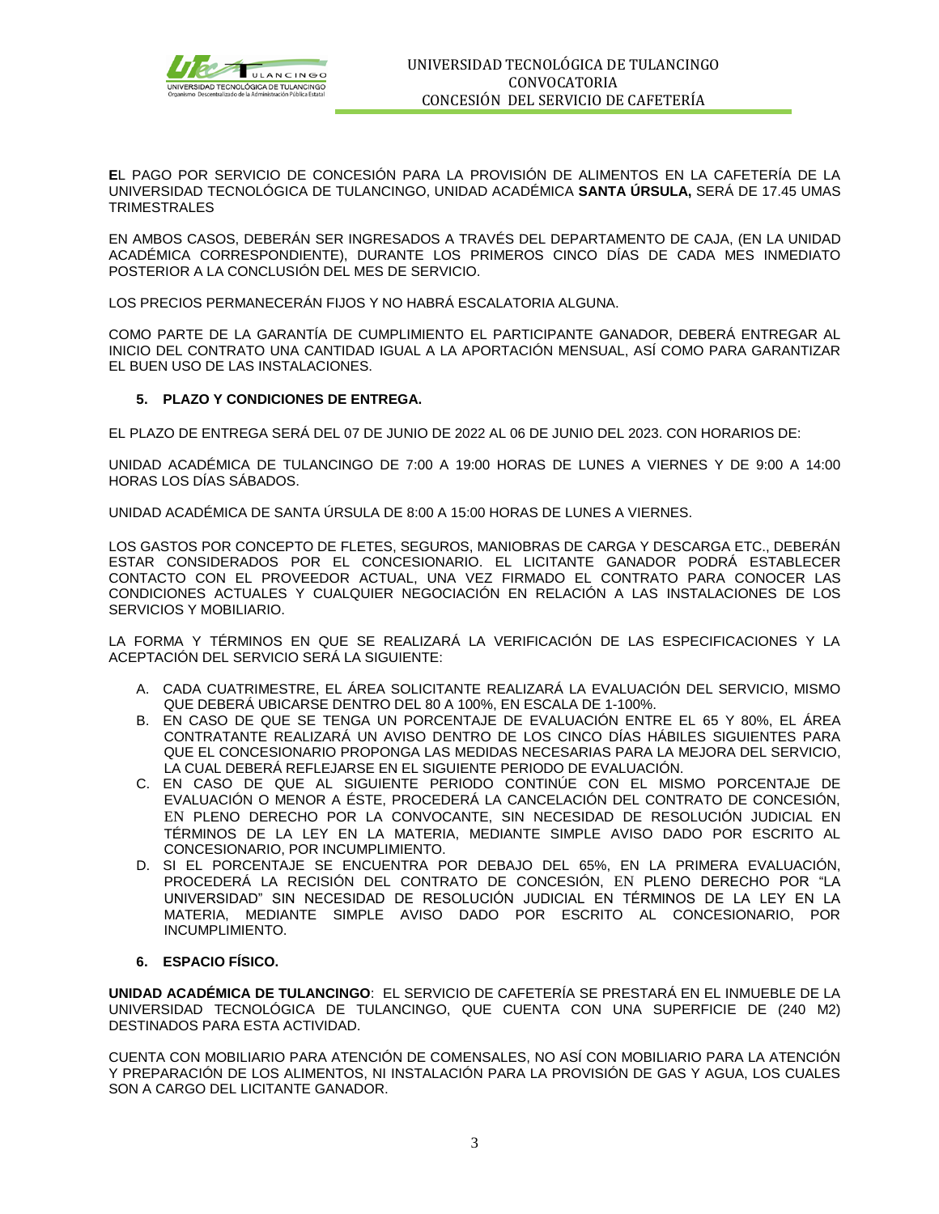**E**L PAGO POR SERVICIO DE CONCESIÓN PARA LA PROVISIÓN DE ALIMENTOS EN LA CAFETERÍA DE LA UNIVERSIDAD TECNOLÓGICA DE TULANCINGO, UNIDAD ACADÉMICA **SANTA ÚRSULA,** SERÁ DE 17.45 UMAS TRIMESTRALES

EN AMBOS CASOS, DEBERÁN SER INGRESADOS A TRAVÉS DEL DEPARTAMENTO DE CAJA, (EN LA UNIDAD ACADÉMICA CORRESPONDIENTE), DURANTE LOS PRIMEROS CINCO DÍAS DE CADA MES INMEDIATO POSTERIOR A LA CONCLUSIÓN DEL MES DE SERVICIO.

LOS PRECIOS PERMANECERÁN FIJOS Y NO HABRÁ ESCALATORIA ALGUNA.

COMO PARTE DE LA GARANTÍA DE CUMPLIMIENTO EL PARTICIPANTE GANADOR, DEBERÁ ENTREGAR AL INICIO DEL CONTRATO UNA CANTIDAD IGUAL A LA APORTACIÓN MENSUAL, ASÍ COMO PARA GARANTIZAR EL BUEN USO DE LAS INSTALACIONES.

### 5. PLAZO Y CONDICIONES DE ENTREGA.

EL PLAZO DE ENTREGA SERÁ DEL 07 DE JUNIO DE 2022 AL 06 DE JUNIO DEL 2023. CON HORARIOS DE:

UNIDAD ACADÉMICA DE TULANCINGO DE 7:00 A 19:00 HORAS DE LUNES A VIERNES Y DE 9:00 A 14:00 HORAS LOS DÍAS SÁBADOS.

UNIDAD ACADÉMICA DE SANTA ÚRSULA DE 8:00 A 15:00 HORAS DE LUNES A VIERNES.

LOS GASTOS POR CONCEPTO DE FLETES, SEGUROS, MANIOBRAS DE CARGA Y DESCARGA ETC., DEBERÁN ESTAR CONSIDERADOS POR EL CONCESIONARIO. EL LICITANTE GANADOR PODRÁ ESTABLECER CONTACTO CON EL PROVEEDOR ACTUAL, UNA VEZ FIRMADO EL CONTRATO PARA CONOCER LAS CONDICIONES ACTUALES Y CUALQUIER NEGOCIACIÓN EN RELACIÓN A LAS INSTALACIONES DE LOS SERVICIOS Y MOBILIARIO.

LA FORMA Y TÉRMINOS EN QUE SE REALIZARÁ LA VERIFICACIÓN DE LAS ESPECIFICACIONES Y LA ACEPTACIÓN DEL SERVICIO SERÁ LA SIGUIENTE:

A. CADA CUATRIMESTRE, EL ÁREA SOLICITANTE REALIZARÁ LA EVALUACIÓN DEL SERVICIO, MISMO QUE DEBERÁ UBICARSE DENTRO DEL 80 A 100%, EN ESCALA DE 1-100%.
B. EN CASO DE QUE SE TENGA UN PORCENTAJE DE EVALUACIÓN ENTRE EL 65 Y 80%, EL ÁREA CONTRATANTE REALIZARÁ UN AVISO DENTRO DE LOS CINCO DÍAS HÁBILES SIGUIENTES PARA QUE EL CONCESIONARIO PROPONGA LAS MEDIDAS NECESARIAS PARA LA MEJORA DEL SERVICIO, LA CUAL DEBERÁ REFLEJARSE EN EL SIGUIENTE PERIODO DE EVALUACIÓN.
C. EN CASO DE QUE AL SIGUIENTE PERIODO CONTINÚE CON EL MISMO PORCENTAJE DE EVALUACIÓN O MENOR A ÉSTE, PROCEDERÁ LA CANCELACIÓN DEL CONTRATO DE CONCESIÓN, EN PLENO DERECHO POR LA CONVOCANTE, SIN NECESIDAD DE RESOLUCIÓN JUDICIAL EN TÉRMINOS DE LA LEY EN LA MATERIA, MEDIANTE SIMPLE AVISO DADO POR ESCRITO AL CONCESIONARIO, POR INCUMPLIMIENTO.
D. SI EL PORCENTAJE SE ENCUENTRA POR DEBAJO DEL 65%, EN LA PRIMERA EVALUACIÓN, PROCEDERÁ LA RECISIÓN DEL CONTRATO DE CONCESIÓN, EN PLENO DERECHO POR "LA UNIVERSIDAD" SIN NECESIDAD DE RESOLUCIÓN JUDICIAL EN TÉRMINOS DE LA LEY EN LA MATERIA, MEDIANTE SIMPLE AVISO DADO POR ESCRITO AL CONCESIONARIO, POR INCUMPLIMIENTO.

### 6. ESPACIO FÍSICO.

**UNIDAD ACADÉMICA DE TULANCINGO**: EL SERVICIO DE CAFETERÍA SE PRESTARÁ EN EL INMUEBLE DE LA UNIVERSIDAD TECNOLÓGICA DE TULANCINGO, QUE CUENTA CON UNA SUPERFICIE DE (240 M2) DESTINADOS PARA ESTA ACTIVIDAD.

CUENTA CON MOBILIARIO PARA ATENCIÓN DE COMENSALES, NO ASÍ CON MOBILIARIO PARA LA ATENCIÓN Y PREPARACIÓN DE LOS ALIMENTOS, NI INSTALACIÓN PARA LA PROVISIÓN DE GAS Y AGUA, LOS CUALES SON A CARGO DEL LICITANTE GANADOR.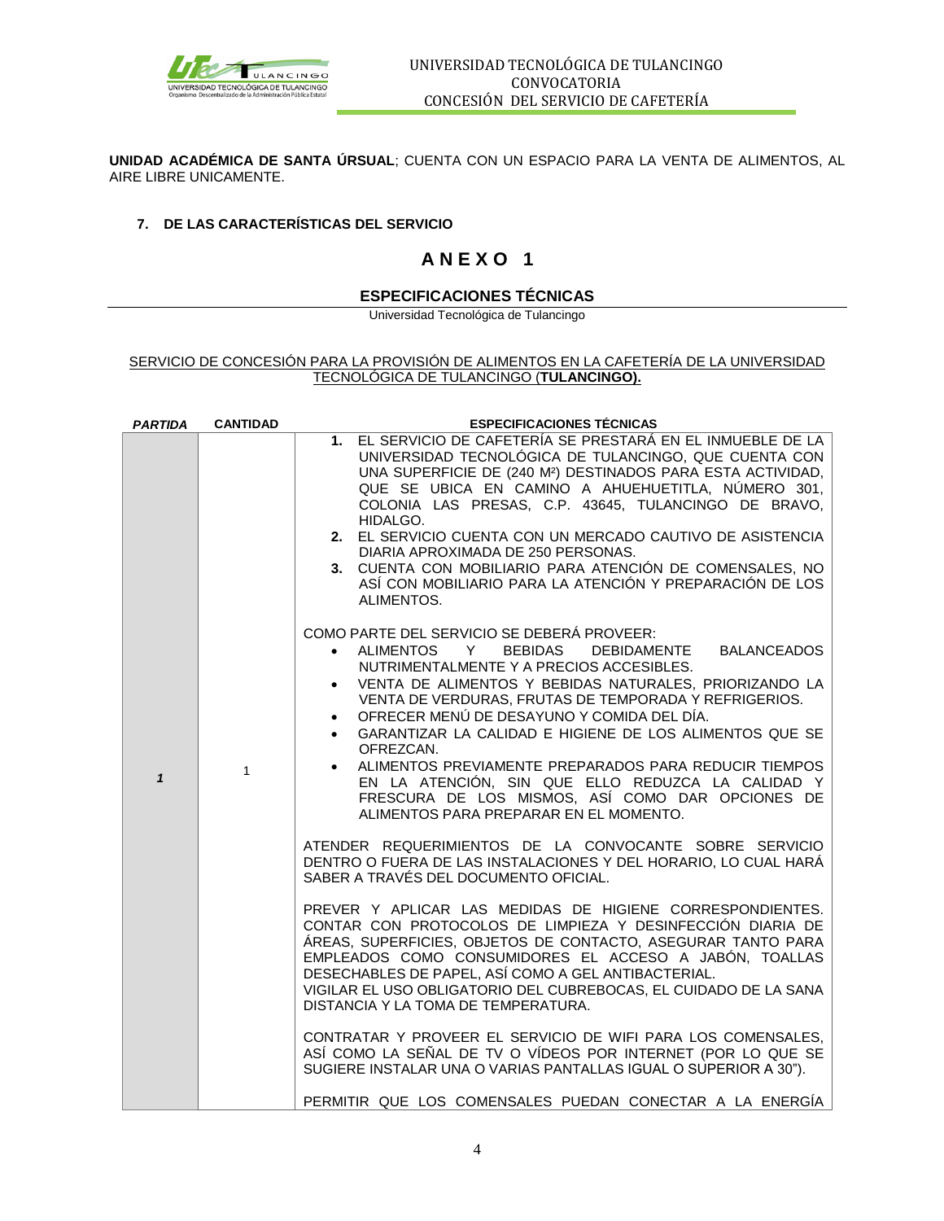**UNIDAD ACADÉMICA DE SANTA ÚRSUAL**; CUENTA CON UN ESPACIO PARA LA VENTA DE ALIMENTOS, AL AIRE LIBRE UNICAMENTE.

## 7. DE LAS CARACTERÍSTICAS DEL SERVICIO

# A N E X O 1

## ESPECIFICACIONES TÉCNICAS

Universidad Tecnológica de Tulancingo

SERVICIO DE CONCESIÓN PARA LA PROVISIÓN DE ALIMENTOS EN LA CAFETERÍA DE LA UNIVERSIDAD TECNOLÓGICA DE TULANCINGO (**TULANCINGO).**

| *PARTIDA* | CANTIDAD | ESPECIFICACIONES TÉCNICAS |
|---|---|---|
| *1* | 1 | **1.** EL SERVICIO DE CAFETERÍA SE PRESTARÁ EN EL INMUEBLE DE LA UNIVERSIDAD TECNOLÓGICA DE TULANCINGO, QUE CUENTA CON UNA SUPERFICIE DE (240 M²) DESTINADOS PARA ESTA ACTIVIDAD, QUE SE UBICA EN CAMINO A AHUEHUETITLA, NÚMERO 301, COLONIA LAS PRESAS, C.P. 43645, TULANCINGO DE BRAVO, HIDALGO.<br>**2.** EL SERVICIO CUENTA CON UN MERCADO CAUTIVO DE ASISTENCIA DIARIA APROXIMADA DE 250 PERSONAS.<br>**3.** CUENTA CON MOBILIARIO PARA ATENCIÓN DE COMENSALES, NO ASÍ CON MOBILIARIO PARA LA ATENCIÓN Y PREPARACIÓN DE LOS ALIMENTOS.<br><br>COMO PARTE DEL SERVICIO SE DEBERÁ PROVEER:<br>• ALIMENTOS Y BEBIDAS DEBIDAMENTE BALANCEADOS NUTRIMENTALMENTE Y A PRECIOS ACCESIBLES.<br>• VENTA DE ALIMENTOS Y BEBIDAS NATURALES, PRIORIZANDO LA VENTA DE VERDURAS, FRUTAS DE TEMPORADA Y REFRIGERIOS.<br>• OFRECER MENÚ DE DESAYUNO Y COMIDA DEL DÍA.<br>• GARANTIZAR LA CALIDAD E HIGIENE DE LOS ALIMENTOS QUE SE OFREZCAN.<br>• ALIMENTOS PREVIAMENTE PREPARADOS PARA REDUCIR TIEMPOS EN LA ATENCIÓN, SIN QUE ELLO REDUZCA LA CALIDAD Y FRESCURA DE LOS MISMOS, ASÍ COMO DAR OPCIONES DE ALIMENTOS PARA PREPARAR EN EL MOMENTO.<br><br>ATENDER REQUERIMIENTOS DE LA CONVOCANTE SOBRE SERVICIO DENTRO O FUERA DE LAS INSTALACIONES Y DEL HORARIO, LO CUAL HARÁ SABER A TRAVÉS DEL DOCUMENTO OFICIAL.<br><br>PREVER Y APLICAR LAS MEDIDAS DE HIGIENE CORRESPONDIENTES. CONTAR CON PROTOCOLOS DE LIMPIEZA Y DESINFECCIÓN DIARIA DE ÁREAS, SUPERFICIES, OBJETOS DE CONTACTO, ASEGURAR TANTO PARA EMPLEADOS COMO CONSUMIDORES EL ACCESO A JABÓN, TOALLAS DESECHABLES DE PAPEL, ASÍ COMO A GEL ANTIBACTERIAL.<br>VIGILAR EL USO OBLIGATORIO DEL CUBREBOCAS, EL CUIDADO DE LA SANA DISTANCIA Y LA TOMA DE TEMPERATURA.<br><br>CONTRATAR Y PROVEER EL SERVICIO DE WIFI PARA LOS COMENSALES, ASÍ COMO LA SEÑAL DE TV O VÍDEOS POR INTERNET (POR LO QUE SE SUGIERE INSTALAR UNA O VARIAS PANTALLAS IGUAL O SUPERIOR A 30").<br><br>PERMITIR QUE LOS COMENSALES PUEDAN CONECTAR A LA ENERGÍA |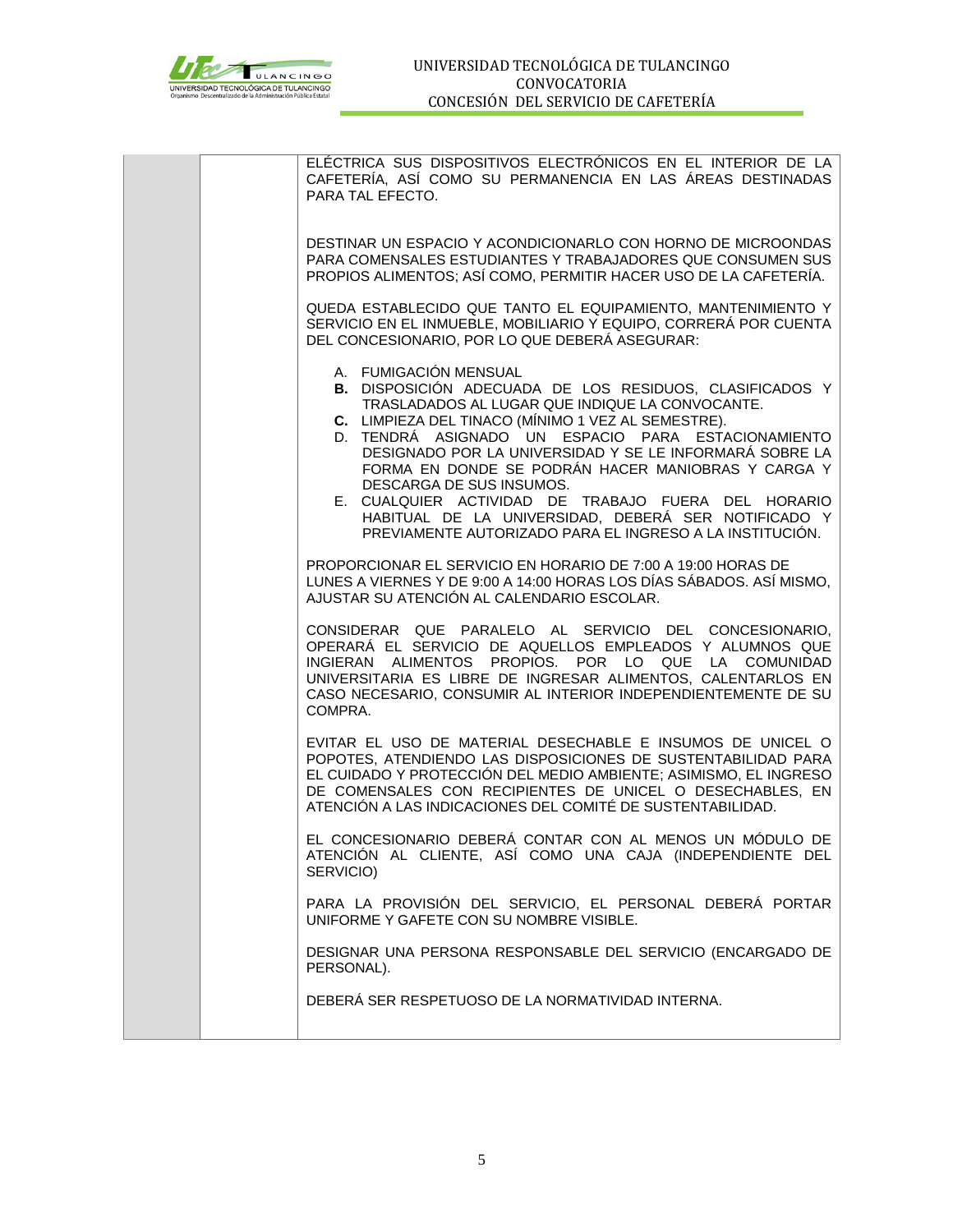| | | |
|---|---|---|
| | | ELÉCTRICA SUS DISPOSITIVOS ELECTRÓNICOS EN EL INTERIOR DE LA CAFETERÍA, ASÍ COMO SU PERMANENCIA EN LAS ÁREAS DESTINADAS PARA TAL EFECTO.<br><br>DESTINAR UN ESPACIO Y ACONDICIONARLO CON HORNO DE MICROONDAS PARA COMENSALES ESTUDIANTES Y TRABAJADORES QUE CONSUMEN SUS PROPIOS ALIMENTOS; ASÍ COMO, PERMITIR HACER USO DE LA CAFETERÍA.<br><br>QUEDA ESTABLECIDO QUE TANTO EL EQUIPAMIENTO, MANTENIMIENTO Y SERVICIO EN EL INMUEBLE, MOBILIARIO Y EQUIPO, CORRERÁ POR CUENTA DEL CONCESIONARIO, POR LO QUE DEBERÁ ASEGURAR:<br><br>A. FUMIGACIÓN MENSUAL<br>**B.** DISPOSICIÓN ADECUADA DE LOS RESIDUOS, CLASIFICADOS Y TRASLADADOS AL LUGAR QUE INDIQUE LA CONVOCANTE.<br>**C.** LIMPIEZA DEL TINACO (MÍNIMO 1 VEZ AL SEMESTRE).<br>D. TENDRÁ ASIGNADO UN ESPACIO PARA ESTACIONAMIENTO DESIGNADO POR LA UNIVERSIDAD Y SE LE INFORMARÁ SOBRE LA FORMA EN DONDE SE PODRÁN HACER MANIOBRAS Y CARGA Y DESCARGA DE SUS INSUMOS.<br>E. CUALQUIER ACTIVIDAD DE TRABAJO FUERA DEL HORARIO HABITUAL DE LA UNIVERSIDAD, DEBERÁ SER NOTIFICADO Y PREVIAMENTE AUTORIZADO PARA EL INGRESO A LA INSTITUCIÓN.<br><br>PROPORCIONAR EL SERVICIO EN HORARIO DE 7:00 A 19:00 HORAS DE LUNES A VIERNES Y DE 9:00 A 14:00 HORAS LOS DÍAS SÁBADOS. ASÍ MISMO, AJUSTAR SU ATENCIÓN AL CALENDARIO ESCOLAR.<br><br>CONSIDERAR QUE PARALELO AL SERVICIO DEL CONCESIONARIO, OPERARÁ EL SERVICIO DE AQUELLOS EMPLEADOS Y ALUMNOS QUE INGIERAN ALIMENTOS PROPIOS. POR LO QUE LA COMUNIDAD UNIVERSITARIA ES LIBRE DE INGRESAR ALIMENTOS, CALENTARLOS EN CASO NECESARIO, CONSUMIR AL INTERIOR INDEPENDIENTEMENTE DE SU COMPRA.<br><br>EVITAR EL USO DE MATERIAL DESECHABLE E INSUMOS DE UNICEL O POPOTES, ATENDIENDO LAS DISPOSICIONES DE SUSTENTABILIDAD PARA EL CUIDADO Y PROTECCIÓN DEL MEDIO AMBIENTE; ASIMISMO, EL INGRESO DE COMENSALES CON RECIPIENTES DE UNICEL O DESECHABLES, EN ATENCIÓN A LAS INDICACIONES DEL COMITÉ DE SUSTENTABILIDAD.<br><br>EL CONCESIONARIO DEBERÁ CONTAR CON AL MENOS UN MÓDULO DE ATENCIÓN AL CLIENTE, ASÍ COMO UNA CAJA (INDEPENDIENTE DEL SERVICIO)<br><br>PARA LA PROVISIÓN DEL SERVICIO, EL PERSONAL DEBERÁ PORTAR UNIFORME Y GAFETE CON SU NOMBRE VISIBLE.<br><br>DESIGNAR UNA PERSONA RESPONSABLE DEL SERVICIO (ENCARGADO DE PERSONAL).<br><br>DEBERÁ SER RESPETUOSO DE LA NORMATIVIDAD INTERNA. |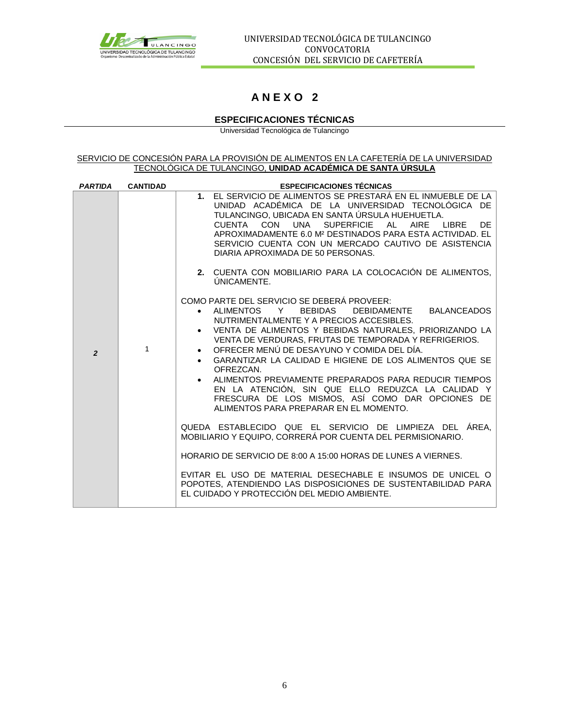# A N E X O 2

## ESPECIFICACIONES TÉCNICAS

Universidad Tecnológica de Tulancingo

SERVICIO DE CONCESIÓN PARA LA PROVISIÓN DE ALIMENTOS EN LA CAFETERÍA DE LA UNIVERSIDAD TECNOLÓGICA DE TULANCINGO, **UNIDAD ACADÉMICA DE SANTA ÚRSULA**

| *PARTIDA* | CANTIDAD | ESPECIFICACIONES TÉCNICAS |
|---|---|---|
| *2* | 1 | **1.** EL SERVICIO DE ALIMENTOS SE PRESTARÁ EN EL INMUEBLE DE LA UNIDAD ACADÉMICA DE LA UNIVERSIDAD TECNOLÓGICA DE TULANCINGO, UBICADA EN SANTA ÚRSULA HUEHUETLA. CUENTA CON UNA SUPERFICIE AL AIRE LIBRE DE APROXIMADAMENTE 6.0 M² DESTINADOS PARA ESTA ACTIVIDAD. EL SERVICIO CUENTA CON UN MERCADO CAUTIVO DE ASISTENCIA DIARIA APROXIMADA DE 50 PERSONAS.<br><br>**2.** CUENTA CON MOBILIARIO PARA LA COLOCACIÓN DE ALIMENTOS, ÚNICAMENTE.<br><br>COMO PARTE DEL SERVICIO SE DEBERÁ PROVEER:<br>• ALIMENTOS Y BEBIDAS DEBIDAMENTE BALANCEADOS NUTRIMENTALMENTE Y A PRECIOS ACCESIBLES.<br>• VENTA DE ALIMENTOS Y BEBIDAS NATURALES, PRIORIZANDO LA VENTA DE VERDURAS, FRUTAS DE TEMPORADA Y REFRIGERIOS.<br>• OFRECER MENÚ DE DESAYUNO Y COMIDA DEL DÍA.<br>• GARANTIZAR LA CALIDAD E HIGIENE DE LOS ALIMENTOS QUE SE OFREZCAN.<br>• ALIMENTOS PREVIAMENTE PREPARADOS PARA REDUCIR TIEMPOS EN LA ATENCIÓN, SIN QUE ELLO REDUZCA LA CALIDAD Y FRESCURA DE LOS MISMOS, ASÍ COMO DAR OPCIONES DE ALIMENTOS PARA PREPARAR EN EL MOMENTO.<br><br>QUEDA ESTABLECIDO QUE EL SERVICIO DE LIMPIEZA DEL ÁREA, MOBILIARIO Y EQUIPO, CORRERÁ POR CUENTA DEL PERMISIONARIO.<br><br>HORARIO DE SERVICIO DE 8:00 A 15:00 HORAS DE LUNES A VIERNES.<br><br>EVITAR EL USO DE MATERIAL DESECHABLE E INSUMOS DE UNICEL O POPOTES, ATENDIENDO LAS DISPOSICIONES DE SUSTENTABILIDAD PARA EL CUIDADO Y PROTECCIÓN DEL MEDIO AMBIENTE. |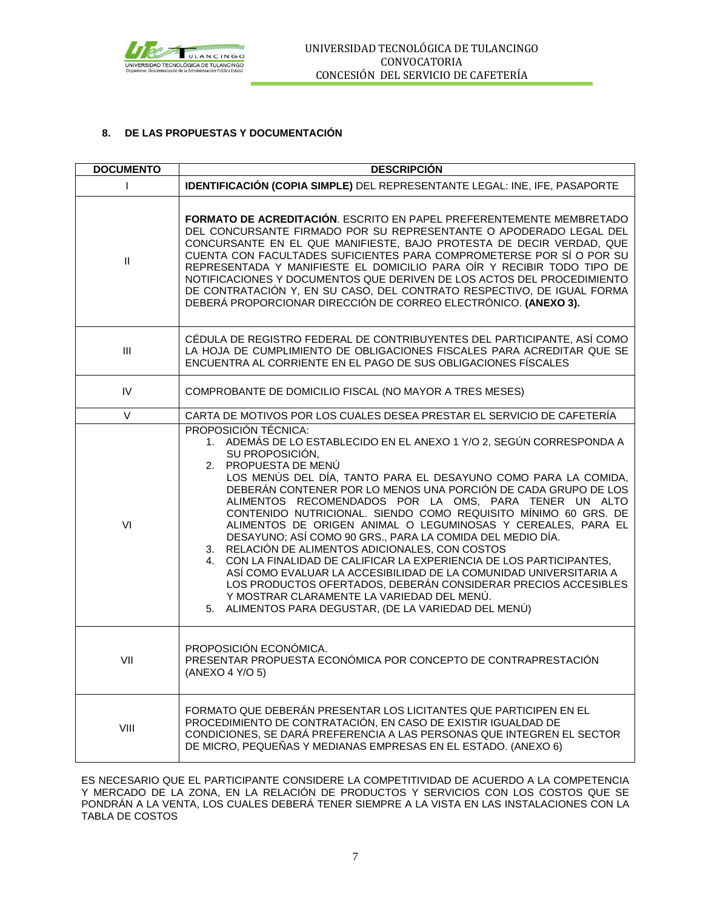## 8. DE LAS PROPUESTAS Y DOCUMENTACIÓN

| DOCUMENTO | DESCRIPCIÓN |
|---|---|
| I | **IDENTIFICACIÓN (COPIA SIMPLE)** DEL REPRESENTANTE LEGAL: INE, IFE, PASAPORTE |
| II | **FORMATO DE ACREDITACIÓN**. ESCRITO EN PAPEL PREFERENTEMENTE MEMBRETADO DEL CONCURSANTE FIRMADO POR SU REPRESENTANTE O APODERADO LEGAL DEL CONCURSANTE EN EL QUE MANIFIESTE, BAJO PROTESTA DE DECIR VERDAD, QUE CUENTA CON FACULTADES SUFICIENTES PARA COMPROMETERSE POR SÍ O POR SU REPRESENTADA Y MANIFIESTE EL DOMICILIO PARA OÍR Y RECIBIR TODO TIPO DE NOTIFICACIONES Y DOCUMENTOS QUE DERIVEN DE LOS ACTOS DEL PROCEDIMIENTO DE CONTRATACIÓN Y, EN SU CASO, DEL CONTRATO RESPECTIVO, DE IGUAL FORMA DEBERÁ PROPORCIONAR DIRECCIÓN DE CORREO ELECTRÓNICO. **(ANEXO 3).** |
| III | CÉDULA DE REGISTRO FEDERAL DE CONTRIBUYENTES DEL PARTICIPANTE, ASÍ COMO LA HOJA DE CUMPLIMIENTO DE OBLIGACIONES FISCALES PARA ACREDITAR QUE SE ENCUENTRA AL CORRIENTE EN EL PAGO DE SUS OBLIGACIONES FÍSCALES |
| IV | COMPROBANTE DE DOMICILIO FISCAL (NO MAYOR A TRES MESES) |
| V | CARTA DE MOTIVOS POR LOS CUALES DESEA PRESTAR EL SERVICIO DE CAFETERÍA |
| VI | PROPOSICIÓN TÉCNICA:<br>1. ADEMÁS DE LO ESTABLECIDO EN EL ANEXO 1 Y/O 2, SEGÚN CORRESPONDA A SU PROPOSICIÓN,<br>2. PROPUESTA DE MENÚ<br>LOS MENÚS DEL DÍA, TANTO PARA EL DESAYUNO COMO PARA LA COMIDA, DEBERÁN CONTENER POR LO MENOS UNA PORCIÓN DE CADA GRUPO DE LOS ALIMENTOS RECOMENDADOS POR LA OMS, PARA TENER UN ALTO CONTENIDO NUTRICIONAL. SIENDO COMO REQUISITO MÍNIMO 60 GRS. DE ALIMENTOS DE ORIGEN ANIMAL O LEGUMINOSAS Y CEREALES, PARA EL DESAYUNO; ASÍ COMO 90 GRS., PARA LA COMIDA DEL MEDIO DÍA.<br>3. RELACIÓN DE ALIMENTOS ADICIONALES, CON COSTOS<br>4. CON LA FINALIDAD DE CALIFICAR LA EXPERIENCIA DE LOS PARTICIPANTES, ASÍ COMO EVALUAR LA ACCESIBILIDAD DE LA COMUNIDAD UNIVERSITARIA A LOS PRODUCTOS OFERTADOS, DEBERÁN CONSIDERAR PRECIOS ACCESIBLES Y MOSTRAR CLARAMENTE LA VARIEDAD DEL MENÚ.<br>5. ALIMENTOS PARA DEGUSTAR, (DE LA VARIEDAD DEL MENÚ) |
| VII | PROPOSICIÓN ECONÓMICA.<br>PRESENTAR PROPUESTA ECONÓMICA POR CONCEPTO DE CONTRAPRESTACIÓN (ANEXO 4 Y/O 5) |
| VIII | FORMATO QUE DEBERÁN PRESENTAR LOS LICITANTES QUE PARTICIPEN EN EL PROCEDIMIENTO DE CONTRATACIÓN, EN CASO DE EXISTIR IGUALDAD DE CONDICIONES, SE DARÁ PREFERENCIA A LAS PERSONAS QUE INTEGREN EL SECTOR DE MICRO, PEQUEÑAS Y MEDIANAS EMPRESAS EN EL ESTADO. (ANEXO 6) |

ES NECESARIO QUE EL PARTICIPANTE CONSIDERE LA COMPETITIVIDAD DE ACUERDO A LA COMPETENCIA Y MERCADO DE LA ZONA, EN LA RELACIÓN DE PRODUCTOS Y SERVICIOS CON LOS COSTOS QUE SE PONDRÁN A LA VENTA, LOS CUALES DEBERÁ TENER SIEMPRE A LA VISTA EN LAS INSTALACIONES CON LA TABLA DE COSTOS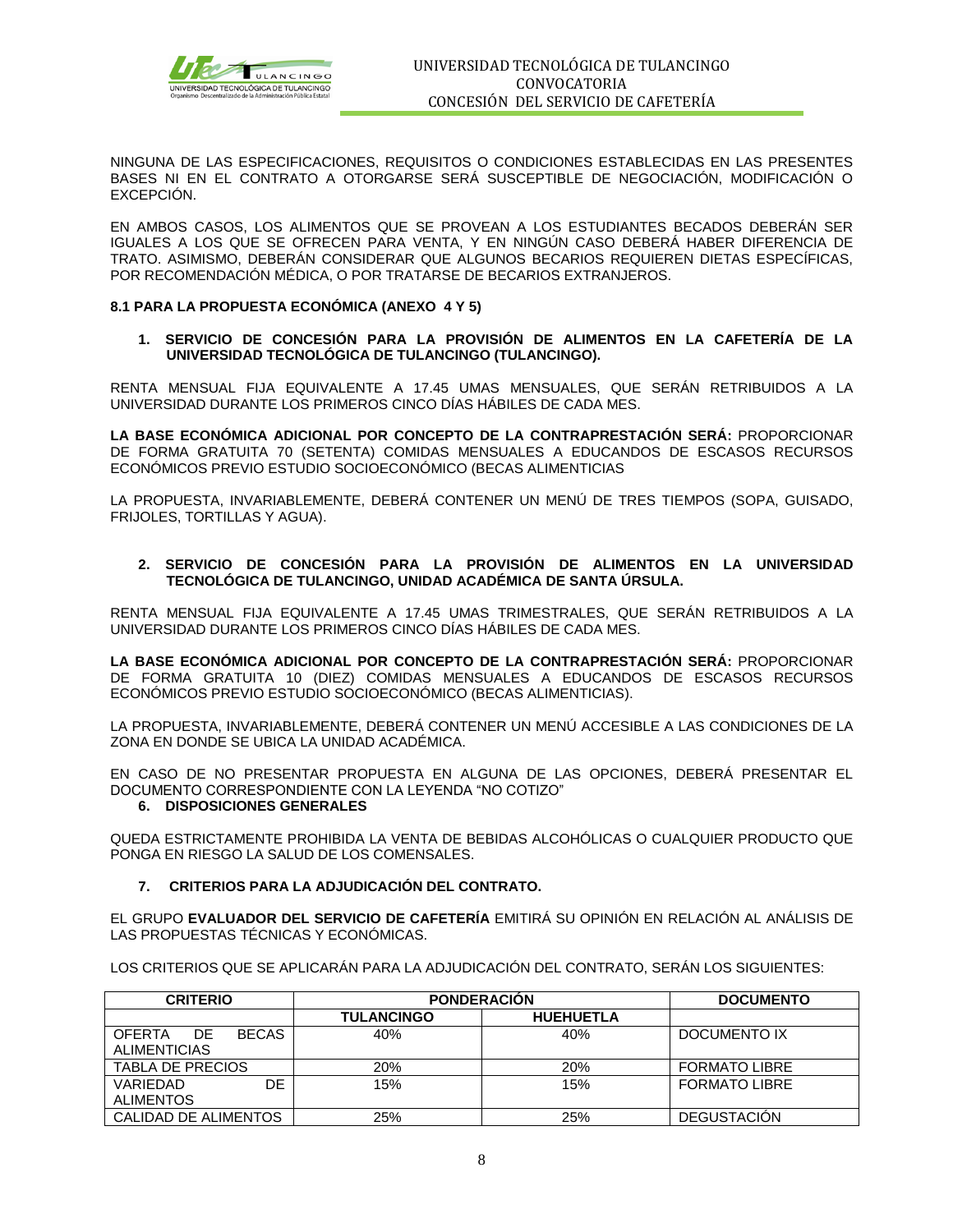NINGUNA DE LAS ESPECIFICACIONES, REQUISITOS O CONDICIONES ESTABLECIDAS EN LAS PRESENTES BASES NI EN EL CONTRATO A OTORGARSE SERÁ SUSCEPTIBLE DE NEGOCIACIÓN, MODIFICACIÓN O EXCEPCIÓN.

EN AMBOS CASOS, LOS ALIMENTOS QUE SE PROVEAN A LOS ESTUDIANTES BECADOS DEBERÁN SER IGUALES A LOS QUE SE OFRECEN PARA VENTA, Y EN NINGÚN CASO DEBERÁ HABER DIFERENCIA DE TRATO. ASIMISMO, DEBERÁN CONSIDERAR QUE ALGUNOS BECARIOS REQUIEREN DIETAS ESPECÍFICAS, POR RECOMENDACIÓN MÉDICA, O POR TRATARSE DE BECARIOS EXTRANJEROS.

**8.1 PARA LA PROPUESTA ECONÓMICA (ANEXO 4 Y 5)**

1. **SERVICIO DE CONCESIÓN PARA LA PROVISIÓN DE ALIMENTOS EN LA CAFETERÍA DE LA UNIVERSIDAD TECNOLÓGICA DE TULANCINGO (TULANCINGO).**

RENTA MENSUAL FIJA EQUIVALENTE A 17.45 UMAS MENSUALES, QUE SERÁN RETRIBUIDOS A LA UNIVERSIDAD DURANTE LOS PRIMEROS CINCO DÍAS HÁBILES DE CADA MES.

**LA BASE ECONÓMICA ADICIONAL POR CONCEPTO DE LA CONTRAPRESTACIÓN SERÁ:** PROPORCIONAR DE FORMA GRATUITA 70 (SETENTA) COMIDAS MENSUALES A EDUCANDOS DE ESCASOS RECURSOS ECONÓMICOS PREVIO ESTUDIO SOCIOECONÓMICO (BECAS ALIMENTICIAS

LA PROPUESTA, INVARIABLEMENTE, DEBERÁ CONTENER UN MENÚ DE TRES TIEMPOS (SOPA, GUISADO, FRIJOLES, TORTILLAS Y AGUA).

2. **SERVICIO DE CONCESIÓN PARA LA PROVISIÓN DE ALIMENTOS EN LA UNIVERSIDAD TECNOLÓGICA DE TULANCINGO, UNIDAD ACADÉMICA DE SANTA ÚRSULA.**

RENTA MENSUAL FIJA EQUIVALENTE A 17.45 UMAS TRIMESTRALES, QUE SERÁN RETRIBUIDOS A LA UNIVERSIDAD DURANTE LOS PRIMEROS CINCO DÍAS HÁBILES DE CADA MES.

**LA BASE ECONÓMICA ADICIONAL POR CONCEPTO DE LA CONTRAPRESTACIÓN SERÁ:** PROPORCIONAR DE FORMA GRATUITA 10 (DIEZ) COMIDAS MENSUALES A EDUCANDOS DE ESCASOS RECURSOS ECONÓMICOS PREVIO ESTUDIO SOCIOECONÓMICO (BECAS ALIMENTICIAS).

LA PROPUESTA, INVARIABLEMENTE, DEBERÁ CONTENER UN MENÚ ACCESIBLE A LAS CONDICIONES DE LA ZONA EN DONDE SE UBICA LA UNIDAD ACADÉMICA.

EN CASO DE NO PRESENTAR PROPUESTA EN ALGUNA DE LAS OPCIONES, DEBERÁ PRESENTAR EL DOCUMENTO CORRESPONDIENTE CON LA LEYENDA "NO COTIZO"

**6. DISPOSICIONES GENERALES**

QUEDA ESTRICTAMENTE PROHIBIDA LA VENTA DE BEBIDAS ALCOHÓLICAS O CUALQUIER PRODUCTO QUE PONGA EN RIESGO LA SALUD DE LOS COMENSALES.

**7. CRITERIOS PARA LA ADJUDICACIÓN DEL CONTRATO.**

EL GRUPO **EVALUADOR DEL SERVICIO DE CAFETERÍA** EMITIRÁ SU OPINIÓN EN RELACIÓN AL ANÁLISIS DE LAS PROPUESTAS TÉCNICAS Y ECONÓMICAS.

LOS CRITERIOS QUE SE APLICARÁN PARA LA ADJUDICACIÓN DEL CONTRATO, SERÁN LOS SIGUIENTES:

| CRITERIO | PONDERACIÓN | | DOCUMENTO |
|---|---|---|---|
| | TULANCINGO | HUEHUETLA | |
| OFERTA DE BECAS ALIMENTICIAS | 40% | 40% | DOCUMENTO IX |
| TABLA DE PRECIOS | 20% | 20% | FORMATO LIBRE |
| VARIEDAD DE ALIMENTOS | 15% | 15% | FORMATO LIBRE |
| CALIDAD DE ALIMENTOS | 25% | 25% | DEGUSTACIÓN |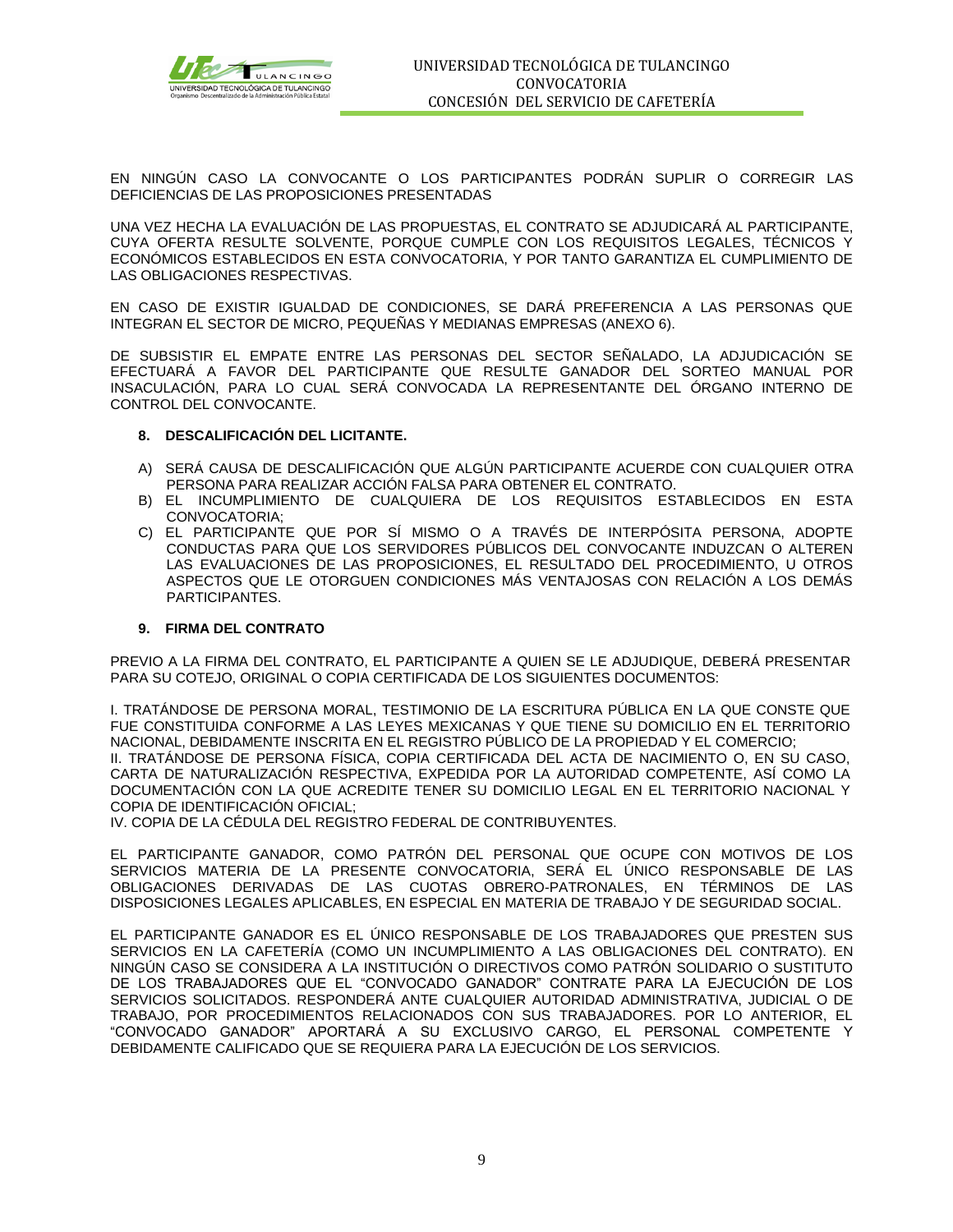EN NINGÚN CASO LA CONVOCANTE O LOS PARTICIPANTES PODRÁN SUPLIR O CORREGIR LAS DEFICIENCIAS DE LAS PROPOSICIONES PRESENTADAS

UNA VEZ HECHA LA EVALUACIÓN DE LAS PROPUESTAS, EL CONTRATO SE ADJUDICARÁ AL PARTICIPANTE, CUYA OFERTA RESULTE SOLVENTE, PORQUE CUMPLE CON LOS REQUISITOS LEGALES, TÉCNICOS Y ECONÓMICOS ESTABLECIDOS EN ESTA CONVOCATORIA, Y POR TANTO GARANTIZA EL CUMPLIMIENTO DE LAS OBLIGACIONES RESPECTIVAS.

EN CASO DE EXISTIR IGUALDAD DE CONDICIONES, SE DARÁ PREFERENCIA A LAS PERSONAS QUE INTEGRAN EL SECTOR DE MICRO, PEQUEÑAS Y MEDIANAS EMPRESAS (ANEXO 6).

DE SUBSISTIR EL EMPATE ENTRE LAS PERSONAS DEL SECTOR SEÑALADO, LA ADJUDICACIÓN SE EFECTUARÁ A FAVOR DEL PARTICIPANTE QUE RESULTE GANADOR DEL SORTEO MANUAL POR INSACULACIÓN, PARA LO CUAL SERÁ CONVOCADA LA REPRESENTANTE DEL ÓRGANO INTERNO DE CONTROL DEL CONVOCANTE.

## 8. DESCALIFICACIÓN DEL LICITANTE.

A) SERÁ CAUSA DE DESCALIFICACIÓN QUE ALGÚN PARTICIPANTE ACUERDE CON CUALQUIER OTRA PERSONA PARA REALIZAR ACCIÓN FALSA PARA OBTENER EL CONTRATO.
B) EL INCUMPLIMIENTO DE CUALQUIERA DE LOS REQUISITOS ESTABLECIDOS EN ESTA CONVOCATORIA;
C) EL PARTICIPANTE QUE POR SÍ MISMO O A TRAVÉS DE INTERPÓSITA PERSONA, ADOPTE CONDUCTAS PARA QUE LOS SERVIDORES PÚBLICOS DEL CONVOCANTE INDUZCAN O ALTEREN LAS EVALUACIONES DE LAS PROPOSICIONES, EL RESULTADO DEL PROCEDIMIENTO, U OTROS ASPECTOS QUE LE OTORGUEN CONDICIONES MÁS VENTAJOSAS CON RELACIÓN A LOS DEMÁS PARTICIPANTES.

## 9. FIRMA DEL CONTRATO

PREVIO A LA FIRMA DEL CONTRATO, EL PARTICIPANTE A QUIEN SE LE ADJUDIQUE, DEBERÁ PRESENTAR PARA SU COTEJO, ORIGINAL O COPIA CERTIFICADA DE LOS SIGUIENTES DOCUMENTOS:

I. TRATÁNDOSE DE PERSONA MORAL, TESTIMONIO DE LA ESCRITURA PÚBLICA EN LA QUE CONSTE QUE FUE CONSTITUIDA CONFORME A LAS LEYES MEXICANAS Y QUE TIENE SU DOMICILIO EN EL TERRITORIO NACIONAL, DEBIDAMENTE INSCRITA EN EL REGISTRO PÚBLICO DE LA PROPIEDAD Y EL COMERCIO;
II. TRATÁNDOSE DE PERSONA FÍSICA, COPIA CERTIFICADA DEL ACTA DE NACIMIENTO O, EN SU CASO, CARTA DE NATURALIZACIÓN RESPECTIVA, EXPEDIDA POR LA AUTORIDAD COMPETENTE, ASÍ COMO LA DOCUMENTACIÓN CON LA QUE ACREDITE TENER SU DOMICILIO LEGAL EN EL TERRITORIO NACIONAL Y COPIA DE IDENTIFICACIÓN OFICIAL;
IV. COPIA DE LA CÉDULA DEL REGISTRO FEDERAL DE CONTRIBUYENTES.

EL PARTICIPANTE GANADOR, COMO PATRÓN DEL PERSONAL QUE OCUPE CON MOTIVOS DE LOS SERVICIOS MATERIA DE LA PRESENTE CONVOCATORIA, SERÁ EL ÚNICO RESPONSABLE DE LAS OBLIGACIONES DERIVADAS DE LAS CUOTAS OBRERO-PATRONALES, EN TÉRMINOS DE LAS DISPOSICIONES LEGALES APLICABLES, EN ESPECIAL EN MATERIA DE TRABAJO Y DE SEGURIDAD SOCIAL.

EL PARTICIPANTE GANADOR ES EL ÚNICO RESPONSABLE DE LOS TRABAJADORES QUE PRESTEN SUS SERVICIOS EN LA CAFETERÍA (COMO UN INCUMPLIMIENTO A LAS OBLIGACIONES DEL CONTRATO). EN NINGÚN CASO SE CONSIDERA A LA INSTITUCIÓN O DIRECTIVOS COMO PATRÓN SOLIDARIO O SUSTITUTO DE LOS TRABAJADORES QUE EL "CONVOCADO GANADOR" CONTRATE PARA LA EJECUCIÓN DE LOS SERVICIOS SOLICITADOS. RESPONDERÁ ANTE CUALQUIER AUTORIDAD ADMINISTRATIVA, JUDICIAL O DE TRABAJO, POR PROCEDIMIENTOS RELACIONADOS CON SUS TRABAJADORES. POR LO ANTERIOR, EL "CONVOCADO GANADOR" APORTARÁ A SU EXCLUSIVO CARGO, EL PERSONAL COMPETENTE Y DEBIDAMENTE CALIFICADO QUE SE REQUIERA PARA LA EJECUCIÓN DE LOS SERVICIOS.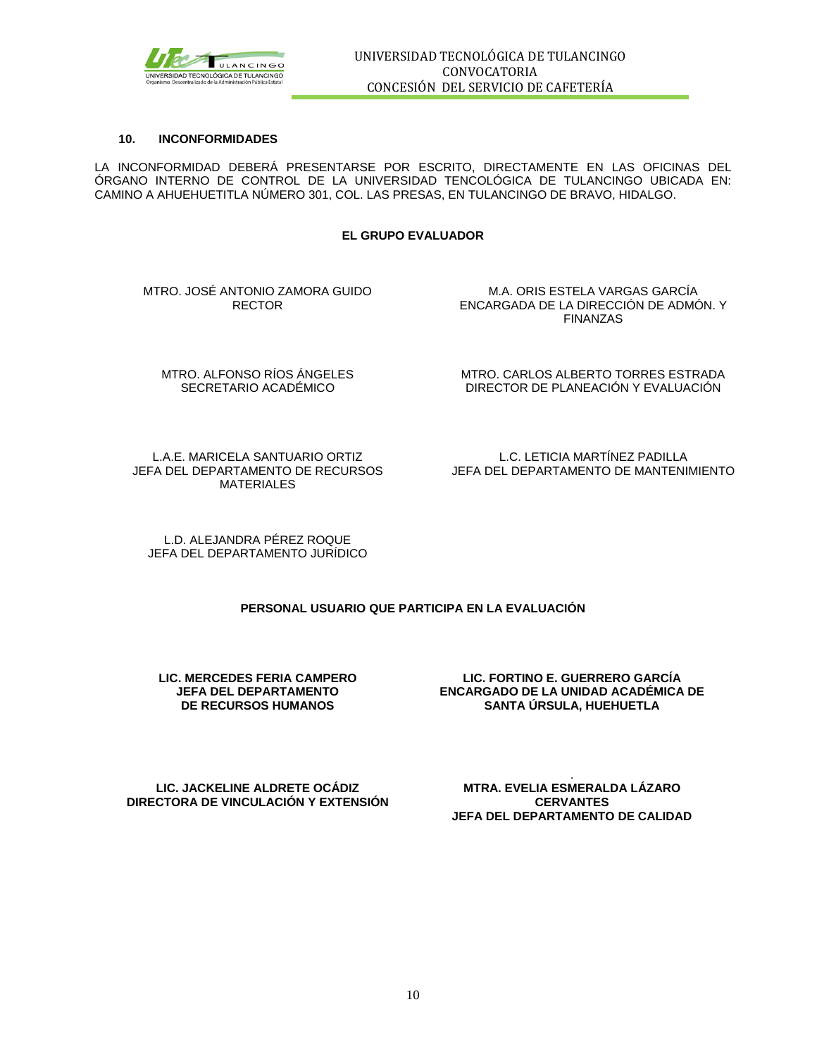## 10. INCONFORMIDADES

LA INCONFORMIDAD DEBERÁ PRESENTARSE POR ESCRITO, DIRECTAMENTE EN LAS OFICINAS DEL ÓRGANO INTERNO DE CONTROL DE LA UNIVERSIDAD TENCOLÓGICA DE TULANCINGO UBICADA EN: CAMINO A AHUEHUETITLA NÚMERO 301, COL. LAS PRESAS, EN TULANCINGO DE BRAVO, HIDALGO.

**EL GRUPO EVALUADOR**

MTRO. JOSÉ ANTONIO ZAMORA GUIDO
RECTOR

M.A. ORIS ESTELA VARGAS GARCÍA
ENCARGADA DE LA DIRECCIÓN DE ADMÓN. Y FINANZAS

MTRO. ALFONSO RÍOS ÁNGELES
SECRETARIO ACADÉMICO

MTRO. CARLOS ALBERTO TORRES ESTRADA
DIRECTOR DE PLANEACIÓN Y EVALUACIÓN

L.A.E. MARICELA SANTUARIO ORTIZ
JEFA DEL DEPARTAMENTO DE RECURSOS MATERIALES

L.C. LETICIA MARTÍNEZ PADILLA
JEFA DEL DEPARTAMENTO DE MANTENIMIENTO

L.D. ALEJANDRA PÉREZ ROQUE
JEFA DEL DEPARTAMENTO JURÍDICO

**PERSONAL USUARIO QUE PARTICIPA EN LA EVALUACIÓN**

**LIC. MERCEDES FERIA CAMPERO**
**JEFA DEL DEPARTAMENTO DE RECURSOS HUMANOS**

**LIC. FORTINO E. GUERRERO GARCÍA**
**ENCARGADO DE LA UNIDAD ACADÉMICA DE SANTA ÚRSULA, HUEHUETLA**

**LIC. JACKELINE ALDRETE OCÁDIZ**
**DIRECTORA DE VINCULACIÓN Y EXTENSIÓN**

**MTRA. EVELIA ESMERALDA LÁZARO CERVANTES**
**JEFA DEL DEPARTAMENTO DE CALIDAD**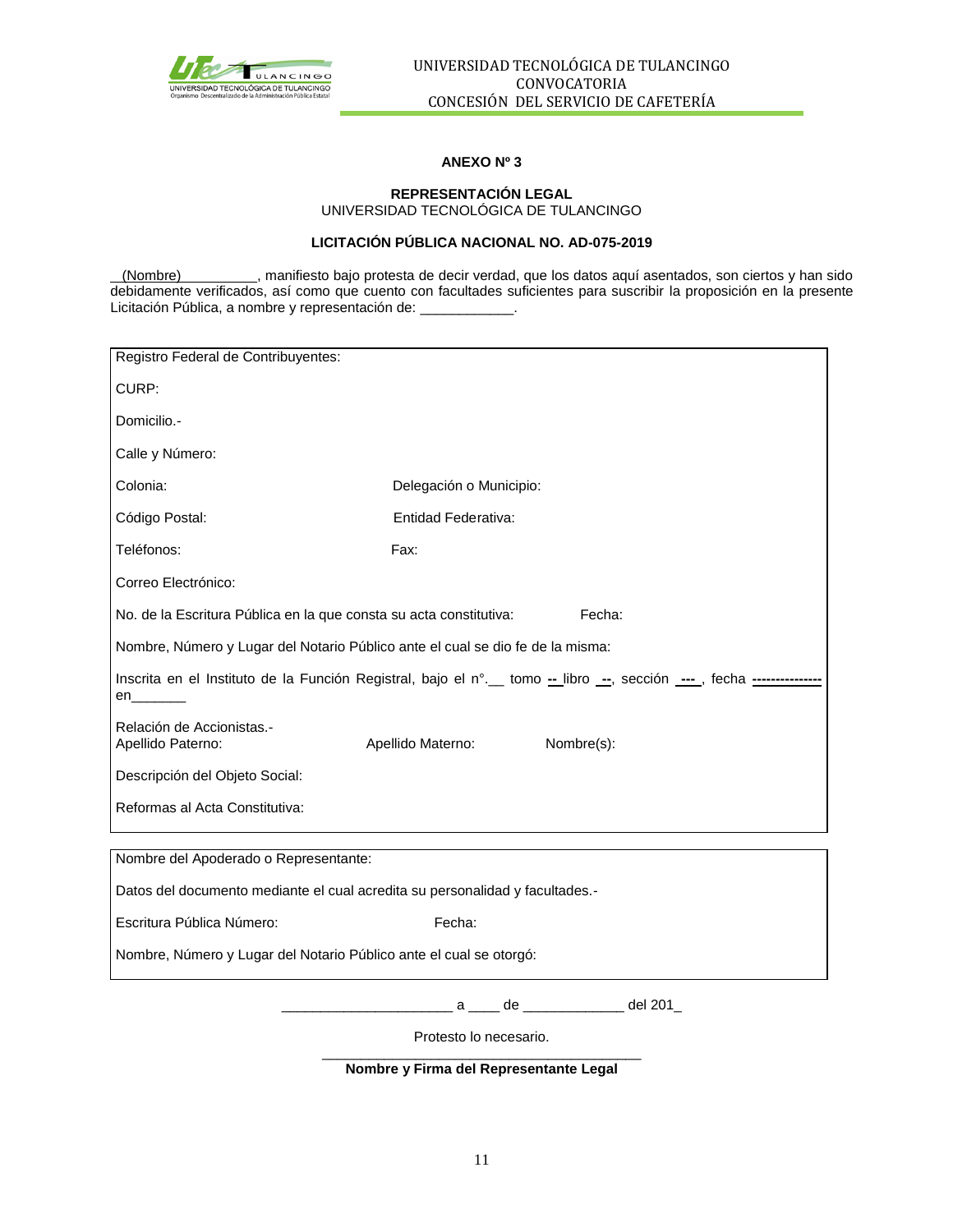**ANEXO Nº 3**

**REPRESENTACIÓN LEGAL**
UNIVERSIDAD TECNOLÓGICA DE TULANCINGO

**LICITACIÓN PÚBLICA NACIONAL NO. AD-075-2019**

__(Nombre)__________, manifiesto bajo protesta de decir verdad, que los datos aquí asentados, son ciertos y han sido debidamente verificados, así como que cuento con facultades suficientes para suscribir la proposición en la presente Licitación Pública, a nombre y representación de: ____________.

| | | |
|---|---|---|
| Registro Federal de Contribuyentes: | | |
| CURP: | | |
| Domicilio.- | | |
| Calle y Número: | | |
| Colonia: | Delegación o Municipio: | |
| Código Postal: | Entidad Federativa: | |
| Teléfonos: | Fax: | |
| Correo Electrónico: | | |
| No. de la Escritura Pública en la que consta su acta constitutiva: | | Fecha: |
| Nombre, Número y Lugar del Notario Público ante el cual se dio fe de la misma: | | |
| Inscrita en el Instituto de la Función Registral, bajo el n°.__ tomo -- libro --, sección ---, fecha --------------- en_______ | | |
| Relación de Accionistas.- Apellido Paterno: | Apellido Materno: | Nombre(s): |
| Descripción del Objeto Social: | | |
| Reformas al Acta Constitutiva: | | |

| | |
|---|---|
| Nombre del Apoderado o Representante: | |
| Datos del documento mediante el cual acredita su personalidad y facultades.- | |
| Escritura Pública Número: | Fecha: |
| Nombre, Número y Lugar del Notario Público ante el cual se otorgó: | |

_____________________ a ____ de _____________ del 201_

Protesto lo necesario.

_________________________________________
**Nombre y Firma del Representante Legal**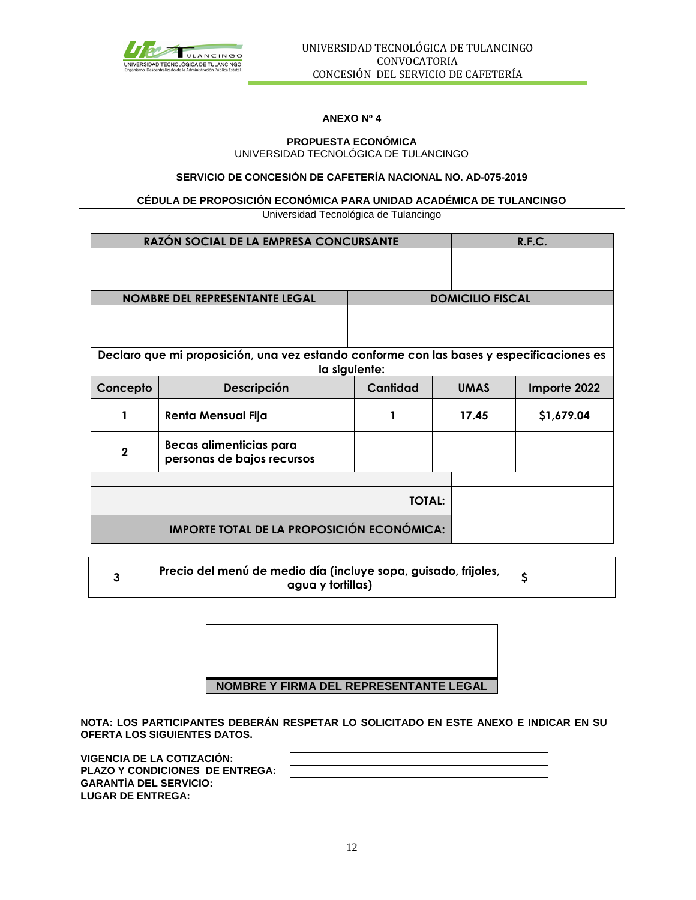**ANEXO Nº 4**

**PROPUESTA ECONÓMICA**
UNIVERSIDAD TECNOLÓGICA DE TULANCINGO

**SERVICIO DE CONCESIÓN DE CAFETERÍA NACIONAL NO. AD-075-2019**

**CÉDULA DE PROPOSICIÓN ECONÓMICA PARA UNIDAD ACADÉMICA DE TULANCINGO**
Universidad Tecnológica de Tulancingo

| RAZÓN SOCIAL DE LA EMPRESA CONCURSANTE | | | R.F.C. | |
|---|---|---|---|---|
| | | | | |
| **NOMBRE DEL REPRESENTANTE LEGAL** | | **DOMICILIO FISCAL** | | |
| | | | | |
| **Declaro que mi proposición, una vez estando conforme con las bases y especificaciones es la siguiente:** | | | | |
| **Concepto** | **Descripción** | **Cantidad** | **UMAS** | **Importe 2022** |
| **1** | **Renta Mensual Fija** | **1** | **17.45** | **$1,679.04** |
| **2** | **Becas alimenticias para personas de bajos recursos** | | | |
| | | | | |
| | | | **TOTAL:** | |
| | | | **IMPORTE TOTAL DE LA PROPOSICIÓN ECONÓMICA:** | |

| | | |
|---|---|---|
| **3** | **Precio del menú de medio día (incluye sopa, guisado, frijoles, agua y tortillas)** | **$** |

**NOMBRE Y FIRMA DEL REPRESENTANTE LEGAL**

**NOTA: LOS PARTICIPANTES DEBERÁN RESPETAR LO SOLICITADO EN ESTE ANEXO E INDICAR EN SU OFERTA LOS SIGUIENTES DATOS.**

**VIGENCIA DE LA COTIZACIÓN:** \_\_\_\_\_\_\_\_\_\_\_\_\_\_\_\_\_\_\_\_
**PLAZO Y CONDICIONES DE ENTREGA:** \_\_\_\_\_\_\_\_\_\_\_\_\_\_\_\_\_\_\_\_
**GARANTÍA DEL SERVICIO:** \_\_\_\_\_\_\_\_\_\_\_\_\_\_\_\_\_\_\_\_
**LUGAR DE ENTREGA:** \_\_\_\_\_\_\_\_\_\_\_\_\_\_\_\_\_\_\_\_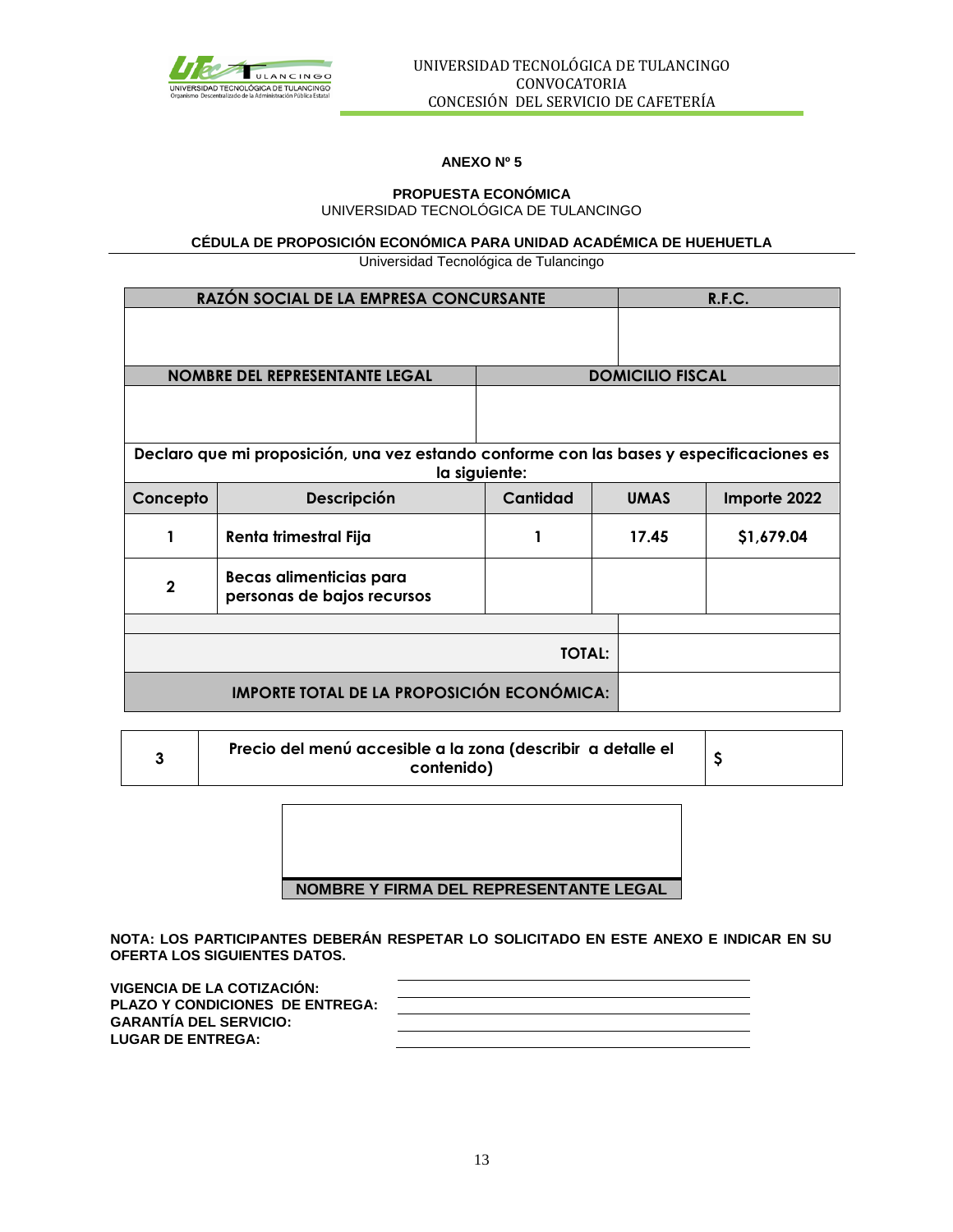**ANEXO Nº 5**

**PROPUESTA ECONÓMICA**
UNIVERSIDAD TECNOLÓGICA DE TULANCINGO

**CÉDULA DE PROPOSICIÓN ECONÓMICA PARA UNIDAD ACADÉMICA DE HUEHUETLA**
Universidad Tecnológica de Tulancingo

| RAZÓN SOCIAL DE LA EMPRESA CONCURSANTE | | | | R.F.C. |
|---|---|---|---|---|
| | | | | |
| **NOMBRE DEL REPRESENTANTE LEGAL** | | **DOMICILIO FISCAL** | | |
| | | | | |
| **Declaro que mi proposición, una vez estando conforme con las bases y especificaciones es la siguiente:** | | | | |
| **Concepto** | **Descripción** | **Cantidad** | **UMAS** | **Importe 2022** |
| **1** | **Renta trimestral Fija** | **1** | **17.45** | **$1,679.04** |
| **2** | **Becas alimenticias para personas de bajos recursos** | | | |
| | | | | |
| | | | **TOTAL:** | |
| | | | **IMPORTE TOTAL DE LA PROPOSICIÓN ECONÓMICA:** | |

| 3 | Precio del menú accesible a la zona (describir a detalle el contenido) | $ |
|---|---|---|

**NOMBRE Y FIRMA DEL REPRESENTANTE LEGAL**

**NOTA: LOS PARTICIPANTES DEBERÁN RESPETAR LO SOLICITADO EN ESTE ANEXO E INDICAR EN SU OFERTA LOS SIGUIENTES DATOS.**

**VIGENCIA DE LA COTIZACIÓN:** ______________________
**PLAZO Y CONDICIONES DE ENTREGA:** ______________________
**GARANTÍA DEL SERVICIO:** ______________________
**LUGAR DE ENTREGA:** ______________________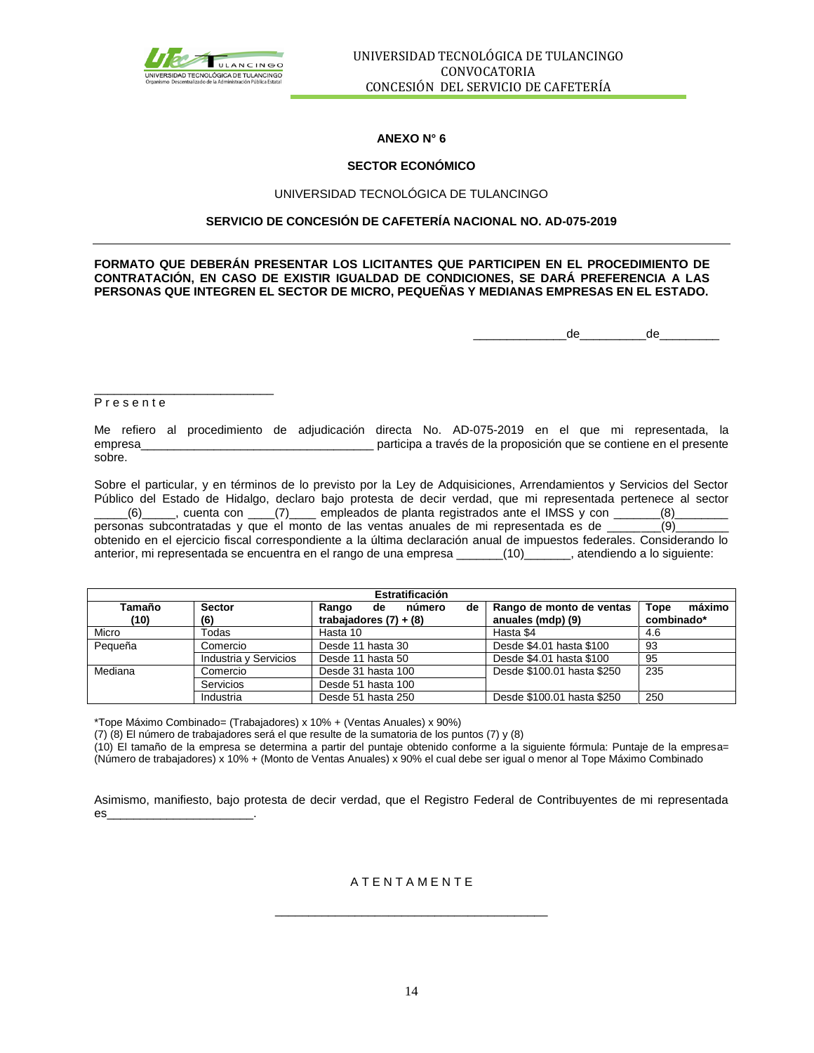**ANEXO N° 6**

**SECTOR ECONÓMICO**

UNIVERSIDAD TECNOLÓGICA DE TULANCINGO

**SERVICIO DE CONCESIÓN DE CAFETERÍA NACIONAL NO. AD-075-2019**

---

**FORMATO QUE DEBERÁN PRESENTAR LOS LICITANTES QUE PARTICIPEN EN EL PROCEDIMIENTO DE CONTRATACIÓN, EN CASO DE EXISTIR IGUALDAD DE CONDICIONES, SE DARÁ PREFERENCIA A LAS PERSONAS QUE INTEGREN EL SECTOR DE MICRO, PEQUEÑAS Y MEDIANAS EMPRESAS EN EL ESTADO.**

______________de__________de_________

___________________________

P r e s e n t e

Me refiero al procedimiento de adjudicación directa No. AD-075-2019 en el que mi representada, la empresa___________________________________ participa a través de la proposición que se contiene en el presente sobre.

Sobre el particular, y en términos de lo previsto por la Ley de Adquisiciones, Arrendamientos y Servicios del Sector Público del Estado de Hidalgo, declaro bajo protesta de decir verdad, que mi representada pertenece al sector _____(6)_____, cuenta con ____(7)____ empleados de planta registrados ante el IMSS y con _______(8)________ personas subcontratadas y que el monto de las ventas anuales de mi representada es de ________(9)________ obtenido en el ejercicio fiscal correspondiente a la última declaración anual de impuestos federales. Considerando lo anterior, mi representada se encuentra en el rango de una empresa _______(10)_______, atendiendo a lo siguiente:

| Estratificación | | | | |
|---|---|---|---|---|
| **Tamaño (10)** | **Sector (6)** | **Rango de número de trabajadores (7) + (8)** | **Rango de monto de ventas anuales (mdp) (9)** | **Tope máximo combinado*** |
| Micro | Todas | Hasta 10 | Hasta $4 | 4.6 |
| Pequeña | Comercio | Desde 11 hasta 30 | Desde $4.01 hasta $100 | 93 |
| | Industria y Servicios | Desde 11 hasta 50 | Desde $4.01 hasta $100 | 95 |
| Mediana | Comercio | Desde 31 hasta 100 | Desde $100.01 hasta $250 | 235 |
| | Servicios | Desde 51 hasta 100 | | |
| | Industria | Desde 51 hasta 250 | Desde $100.01 hasta $250 | 250 |

*Tope Máximo Combinado= (Trabajadores) x 10% + (Ventas Anuales) x 90%)

(7) (8) El número de trabajadores será el que resulte de la sumatoria de los puntos (7) y (8)

(10) El tamaño de la empresa se determina a partir del puntaje obtenido conforme a la siguiente fórmula: Puntaje de la empresa= (Número de trabajadores) x 10% + (Monto de Ventas Anuales) x 90% el cual debe ser igual o menor al Tope Máximo Combinado

Asimismo, manifiesto, bajo protesta de decir verdad, que el Registro Federal de Contribuyentes de mi representada es______________________.

A T E N T A M E N T E

_________________________________________